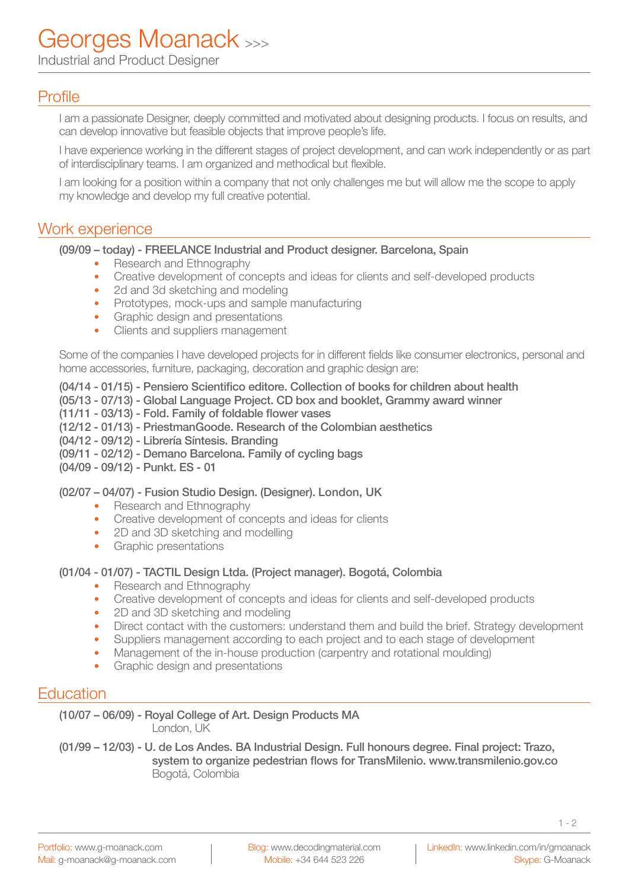# Georges Moanack >>>

Industrial and Product Designer

## Profile

I am a passionate Designer, deeply committed and motivated about designing products. I focus on results, and can develop innovative but feasible objects that improve people's life.

I have experience working in the different stages of project development, and can work independently or as part of interdisciplinary teams. I am organized and methodical but flexible.

I am looking for a position within a company that not only challenges me but will allow me the scope to apply my knowledge and develop my full creative potential.

## Work experience

**(09/09 – today) - FREELANCE Industrial and Product designer. Barcelona, Spain**

- Research and Ethnography
- Creative development of concepts and ideas for clients and self-developed products
- 2d and 3d sketching and modeling
- Prototypes, mock-ups and sample manufacturing
- Graphic design and presentations
- Clients and suppliers management

Some of the companies I have developed projects for in different fields like consumer electronics, personal and home accessories, furniture, packaging, decoration and graphic design are:

**(04/14 - 01/15) - Pensiero Scientifico editore. Collection of books for children about health**
**(05/13 - 07/13) - Global Language Project. CD box and booklet, Grammy award winner**
**(11/11 - 03/13) - Fold. Family of foldable flower vases**
**(12/12 - 01/13) - PriestmanGoode. Research of the Colombian aesthetics**
**(04/12 - 09/12) - Librería Síntesis. Branding**
**(09/11 - 02/12) - Demano Barcelona. Family of cycling bags**
**(04/09 - 09/12) - Punkt. ES - 01**

**(02/07 – 04/07) - Fusion Studio Design. (Designer). London, UK**

- Research and Ethnography
- Creative development of concepts and ideas for clients
- 2D and 3D sketching and modelling
- Graphic presentations

**(01/04 - 01/07) - TACTIL Design Ltda. (Project manager). Bogotá, Colombia**

- Research and Ethnography
- Creative development of concepts and ideas for clients and self-developed products
- 2D and 3D sketching and modeling
- Direct contact with the customers: understand them and build the brief. Strategy development
- Suppliers management according to each project and to each stage of development
- Management of the in-house production (carpentry and rotational moulding)
- Graphic design and presentations

## Education

**(10/07 – 06/09) - Royal College of Art. Design Products MA**
London, UK

**(01/99 – 12/03) - U. de Los Andes. BA Industrial Design. Full honours degree. Final project: Trazo, system to organize pedestrian flows for TransMilenio. www.transmilenio.gov.co**
Bogotá, Colombia

Portfolio: www.g-moanack.com
Mail: g-moanack@g-moanack.com
Blog: www.decodingmaterial.com
Mobile: +34 644 523 226
LinkedIn: www.linkedin.com/in/gmoanack
Skype: G-Moanack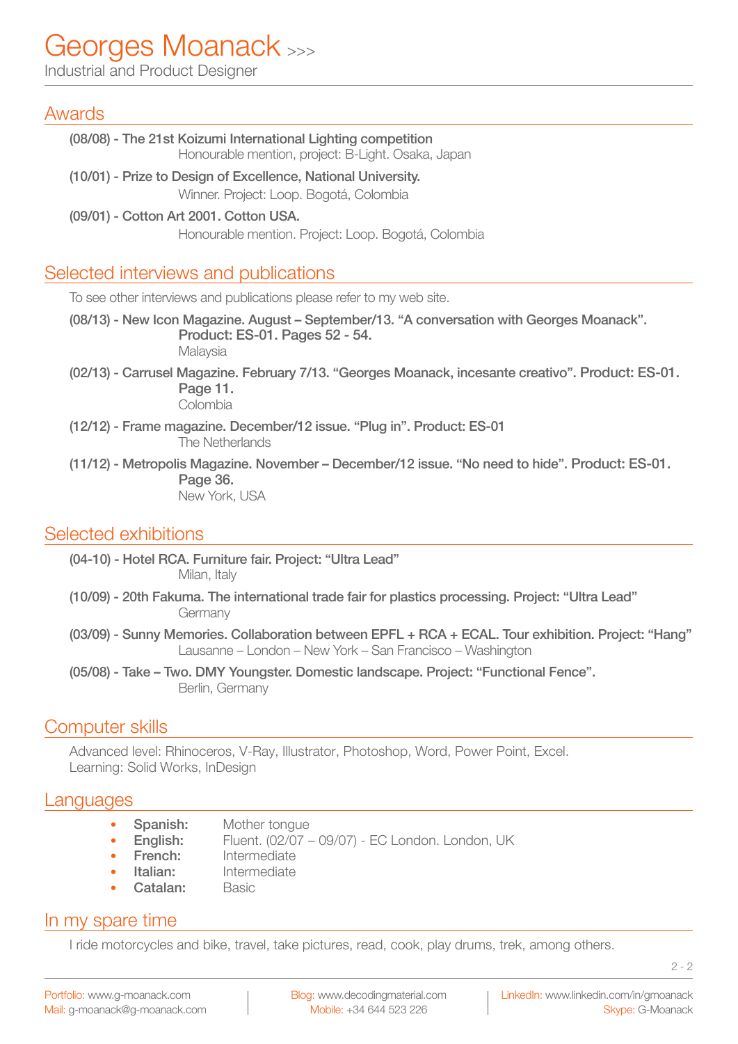# Georges Moanack >>>

Industrial and Product Designer

## Awards

**(08/08) - The 21st Koizumi International Lighting competition**
Honourable mention, project: B-Light. Osaka, Japan

**(10/01) - Prize to Design of Excellence, National University.**
Winner. Project: Loop. Bogotá, Colombia

**(09/01) - Cotton Art 2001. Cotton USA.**
Honourable mention. Project: Loop. Bogotá, Colombia

## Selected interviews and publications

To see other interviews and publications please refer to my web site.

**(08/13) - New Icon Magazine. August – September/13. "A conversation with Georges Moanack". Product: ES-01. Pages 52 - 54.**
Malaysia

**(02/13) - Carrusel Magazine. February 7/13. "Georges Moanack, incesante creativo". Product: ES-01. Page 11.**
Colombia

**(12/12) - Frame magazine. December/12 issue. "Plug in". Product: ES-01**
The Netherlands

**(11/12) - Metropolis Magazine. November – December/12 issue. "No need to hide". Product: ES-01. Page 36.**
New York, USA

## Selected exhibitions

**(04-10) - Hotel RCA. Furniture fair. Project: "Ultra Lead"**
Milan, Italy

**(10/09) - 20th Fakuma. The international trade fair for plastics processing. Project: "Ultra Lead"**
Germany

**(03/09) - Sunny Memories. Collaboration between EPFL + RCA + ECAL. Tour exhibition. Project: "Hang"**
Lausanne – London – New York – San Francisco – Washington

**(05/08) - Take – Two. DMY Youngster. Domestic landscape. Project: "Functional Fence".**
Berlin, Germany

## Computer skills

Advanced level: Rhinoceros, V-Ray, Illustrator, Photoshop, Word, Power Point, Excel.
Learning: Solid Works, InDesign

## Languages

- **Spanish:** Mother tongue
- **English:** Fluent. (02/07 – 09/07) - EC London. London, UK
- **French:** Intermediate
- **Italian:** Intermediate
- **Catalan:** Basic

## In my spare time

I ride motorcycles and bike, travel, take pictures, read, cook, play drums, trek, among others.

Portfolio: www.g-moanack.com
Mail: g-moanack@g-moanack.com
Blog: www.decodingmaterial.com
Mobile: +34 644 523 226
LinkedIn: www.linkedin.com/in/gmoanack
Skype: G-Moanack